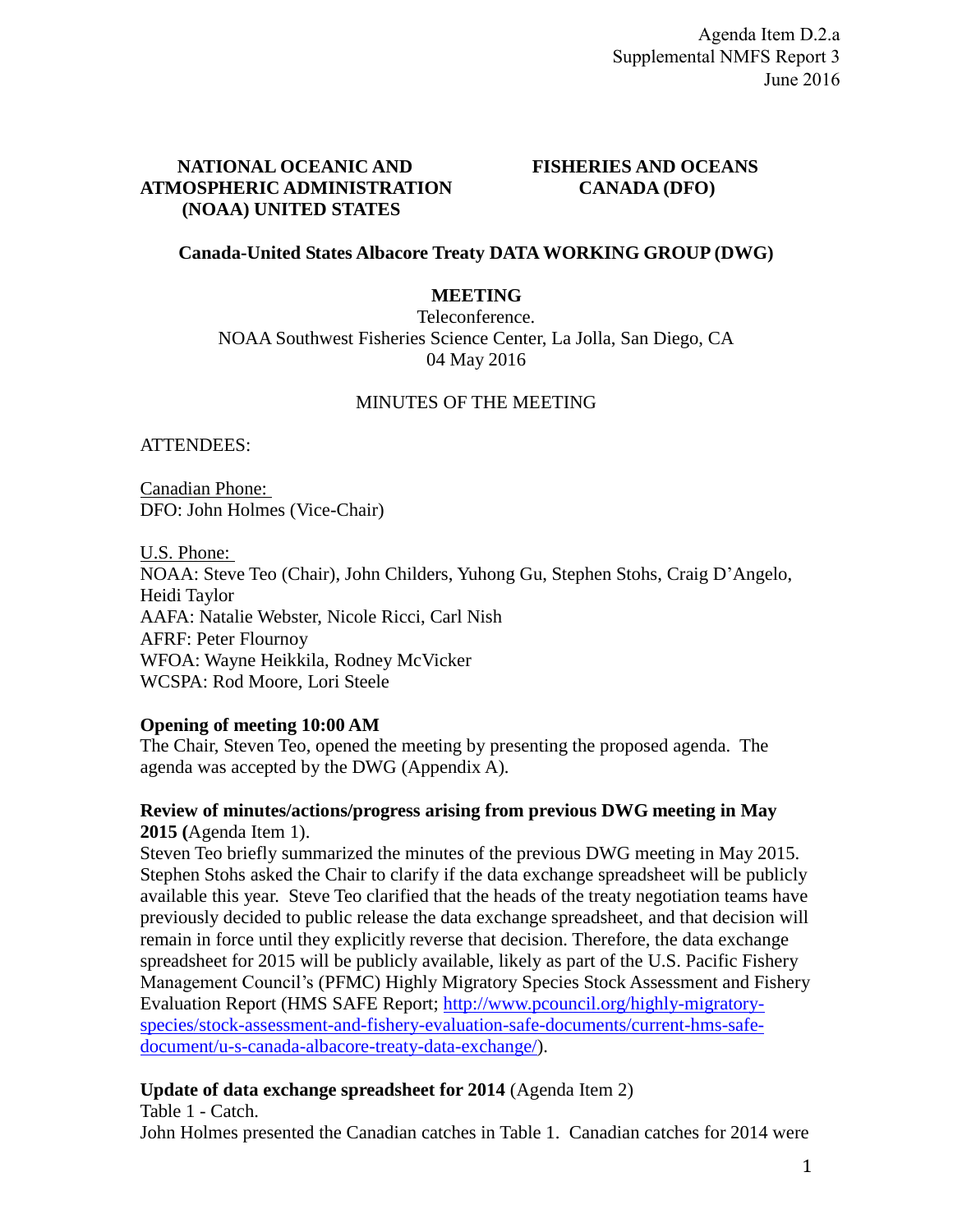Agenda Item D.2.a
Supplemental NMFS Report 3
June 2016

**NATIONAL OCEANIC AND ATMOSPHERIC ADMINISTRATION (NOAA) UNITED STATES**

**FISHERIES AND OCEANS CANADA (DFO)**

**Canada-United States Albacore Treaty DATA WORKING GROUP (DWG)**

**MEETING**

Teleconference.
NOAA Southwest Fisheries Science Center, La Jolla, San Diego, CA
04 May 2016

MINUTES OF THE MEETING

ATTENDEES:

Canadian Phone:
DFO: John Holmes (Vice-Chair)

U.S. Phone:
NOAA: Steve Teo (Chair), John Childers, Yuhong Gu, Stephen Stohs, Craig D'Angelo, Heidi Taylor
AAFA: Natalie Webster, Nicole Ricci, Carl Nish
AFRF: Peter Flournoy
WFOA: Wayne Heikkila, Rodney McVicker
WCSPA: Rod Moore, Lori Steele

**Opening of meeting 10:00 AM**

The Chair, Steven Teo, opened the meeting by presenting the proposed agenda. The agenda was accepted by the DWG (Appendix A).

**Review of minutes/actions/progress arising from previous DWG meeting in May 2015 (**Agenda Item 1).

Steven Teo briefly summarized the minutes of the previous DWG meeting in May 2015. Stephen Stohs asked the Chair to clarify if the data exchange spreadsheet will be publicly available this year. Steve Teo clarified that the heads of the treaty negotiation teams have previously decided to public release the data exchange spreadsheet, and that decision will remain in force until they explicitly reverse that decision. Therefore, the data exchange spreadsheet for 2015 will be publicly available, likely as part of the U.S. Pacific Fishery Management Council's (PFMC) Highly Migratory Species Stock Assessment and Fishery Evaluation Report (HMS SAFE Report; http://www.pcouncil.org/highly-migratory-species/stock-assessment-and-fishery-evaluation-safe-documents/current-hms-safe-document/u-s-canada-albacore-treaty-data-exchange/).

**Update of data exchange spreadsheet for 2014** (Agenda Item 2)

Table 1 - Catch.

John Holmes presented the Canadian catches in Table 1. Canadian catches for 2014 were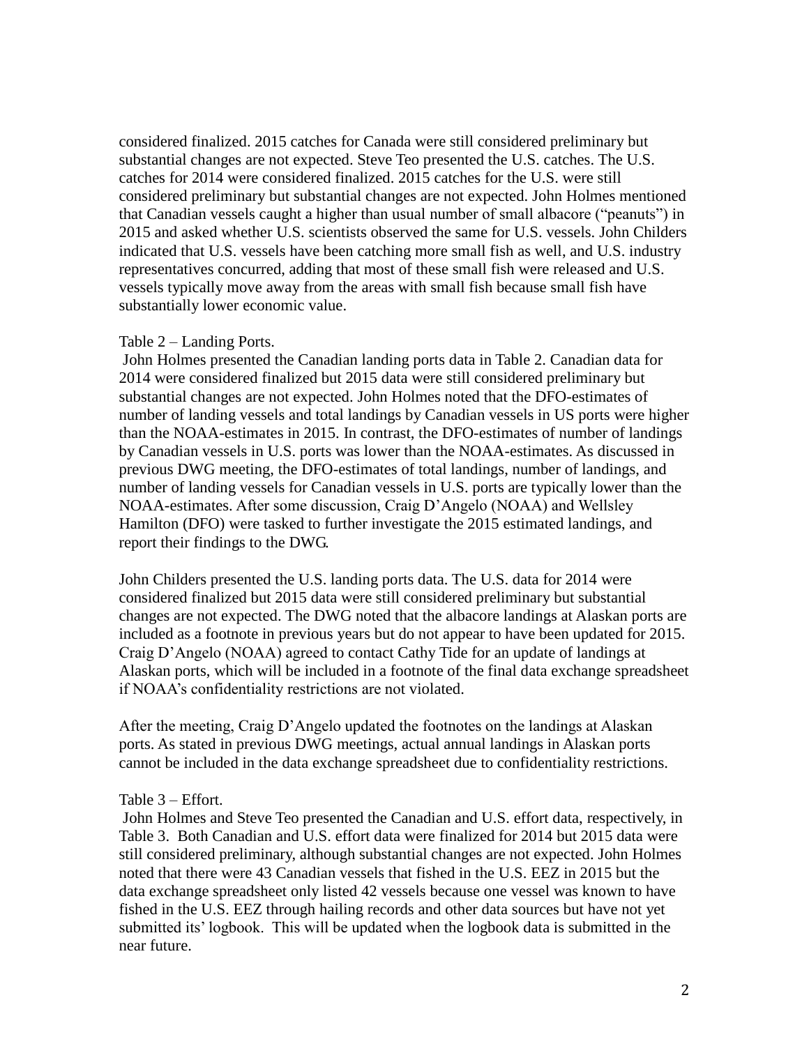considered finalized. 2015 catches for Canada were still considered preliminary but substantial changes are not expected. Steve Teo presented the U.S. catches. The U.S. catches for 2014 were considered finalized. 2015 catches for the U.S. were still considered preliminary but substantial changes are not expected. John Holmes mentioned that Canadian vessels caught a higher than usual number of small albacore ("peanuts") in 2015 and asked whether U.S. scientists observed the same for U.S. vessels. John Childers indicated that U.S. vessels have been catching more small fish as well, and U.S. industry representatives concurred, adding that most of these small fish were released and U.S. vessels typically move away from the areas with small fish because small fish have substantially lower economic value.

Table 2 – Landing Ports.

John Holmes presented the Canadian landing ports data in Table 2. Canadian data for 2014 were considered finalized but 2015 data were still considered preliminary but substantial changes are not expected. John Holmes noted that the DFO-estimates of number of landing vessels and total landings by Canadian vessels in US ports were higher than the NOAA-estimates in 2015. In contrast, the DFO-estimates of number of landings by Canadian vessels in U.S. ports was lower than the NOAA-estimates. As discussed in previous DWG meeting, the DFO-estimates of total landings, number of landings, and number of landing vessels for Canadian vessels in U.S. ports are typically lower than the NOAA-estimates. After some discussion, Craig D'Angelo (NOAA) and Wellsley Hamilton (DFO) were tasked to further investigate the 2015 estimated landings, and report their findings to the DWG.

John Childers presented the U.S. landing ports data. The U.S. data for 2014 were considered finalized but 2015 data were still considered preliminary but substantial changes are not expected. The DWG noted that the albacore landings at Alaskan ports are included as a footnote in previous years but do not appear to have been updated for 2015. Craig D'Angelo (NOAA) agreed to contact Cathy Tide for an update of landings at Alaskan ports, which will be included in a footnote of the final data exchange spreadsheet if NOAA's confidentiality restrictions are not violated.

After the meeting, Craig D'Angelo updated the footnotes on the landings at Alaskan ports. As stated in previous DWG meetings, actual annual landings in Alaskan ports cannot be included in the data exchange spreadsheet due to confidentiality restrictions.

Table 3 – Effort.

John Holmes and Steve Teo presented the Canadian and U.S. effort data, respectively, in Table 3. Both Canadian and U.S. effort data were finalized for 2014 but 2015 data were still considered preliminary, although substantial changes are not expected. John Holmes noted that there were 43 Canadian vessels that fished in the U.S. EEZ in 2015 but the data exchange spreadsheet only listed 42 vessels because one vessel was known to have fished in the U.S. EEZ through hailing records and other data sources but have not yet submitted its' logbook. This will be updated when the logbook data is submitted in the near future.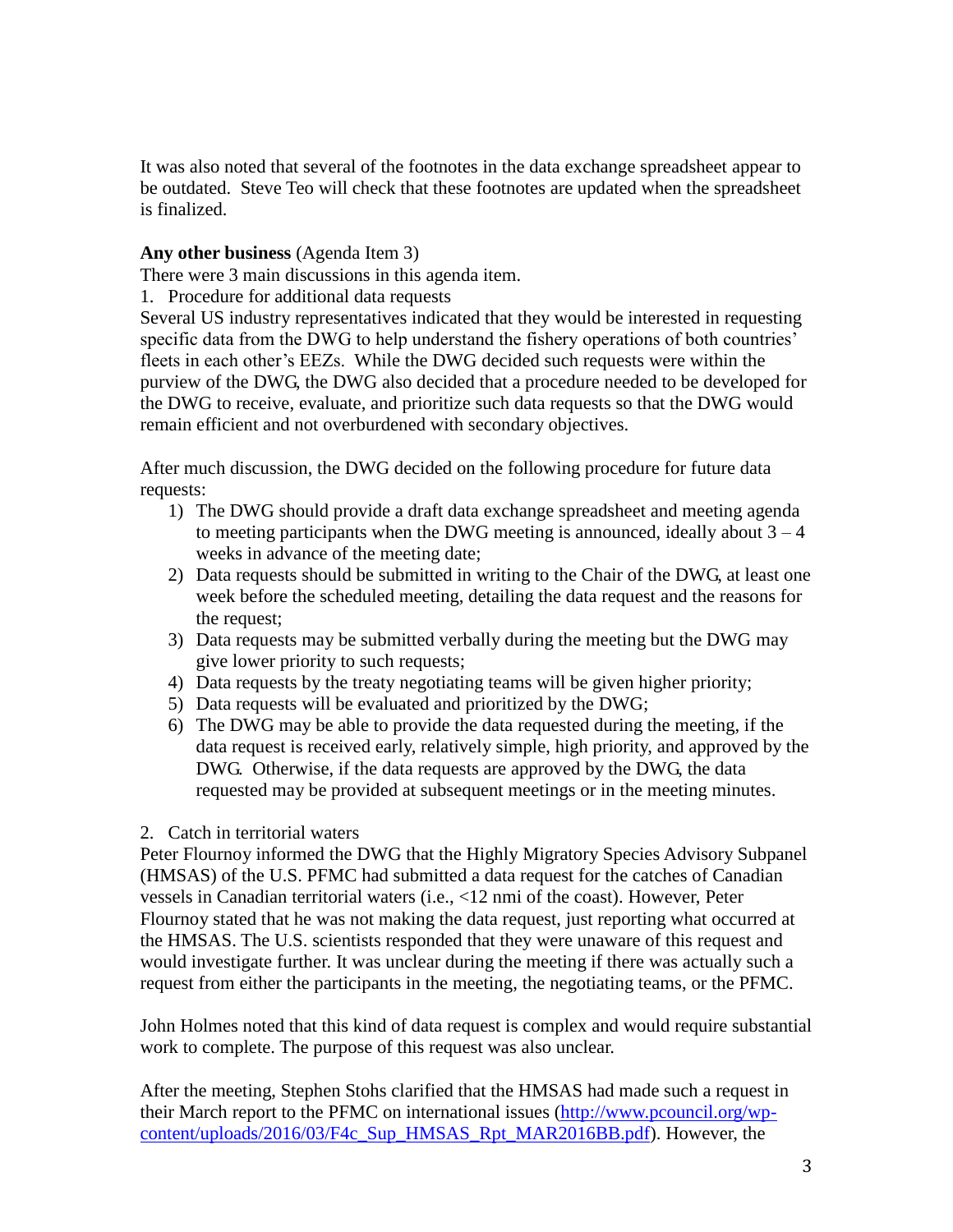It was also noted that several of the footnotes in the data exchange spreadsheet appear to be outdated. Steve Teo will check that these footnotes are updated when the spreadsheet is finalized.

**Any other business** (Agenda Item 3)

There were 3 main discussions in this agenda item.

1. Procedure for additional data requests

Several US industry representatives indicated that they would be interested in requesting specific data from the DWG to help understand the fishery operations of both countries' fleets in each other's EEZs. While the DWG decided such requests were within the purview of the DWG, the DWG also decided that a procedure needed to be developed for the DWG to receive, evaluate, and prioritize such data requests so that the DWG would remain efficient and not overburdened with secondary objectives.

After much discussion, the DWG decided on the following procedure for future data requests:

1) The DWG should provide a draft data exchange spreadsheet and meeting agenda to meeting participants when the DWG meeting is announced, ideally about 3 – 4 weeks in advance of the meeting date;
2) Data requests should be submitted in writing to the Chair of the DWG, at least one week before the scheduled meeting, detailing the data request and the reasons for the request;
3) Data requests may be submitted verbally during the meeting but the DWG may give lower priority to such requests;
4) Data requests by the treaty negotiating teams will be given higher priority;
5) Data requests will be evaluated and prioritized by the DWG;
6) The DWG may be able to provide the data requested during the meeting, if the data request is received early, relatively simple, high priority, and approved by the DWG. Otherwise, if the data requests are approved by the DWG, the data requested may be provided at subsequent meetings or in the meeting minutes.

2. Catch in territorial waters

Peter Flournoy informed the DWG that the Highly Migratory Species Advisory Subpanel (HMSAS) of the U.S. PFMC had submitted a data request for the catches of Canadian vessels in Canadian territorial waters (i.e., <12 nmi of the coast). However, Peter Flournoy stated that he was not making the data request, just reporting what occurred at the HMSAS. The U.S. scientists responded that they were unaware of this request and would investigate further. It was unclear during the meeting if there was actually such a request from either the participants in the meeting, the negotiating teams, or the PFMC.

John Holmes noted that this kind of data request is complex and would require substantial work to complete. The purpose of this request was also unclear.

After the meeting, Stephen Stohs clarified that the HMSAS had made such a request in their March report to the PFMC on international issues ([http://www.pcouncil.org/wp-content/uploads/2016/03/F4c_Sup_HMSAS_Rpt_MAR2016BB.pdf](http://www.pcouncil.org/wp-content/uploads/2016/03/F4c_Sup_HMSAS_Rpt_MAR2016BB.pdf)). However, the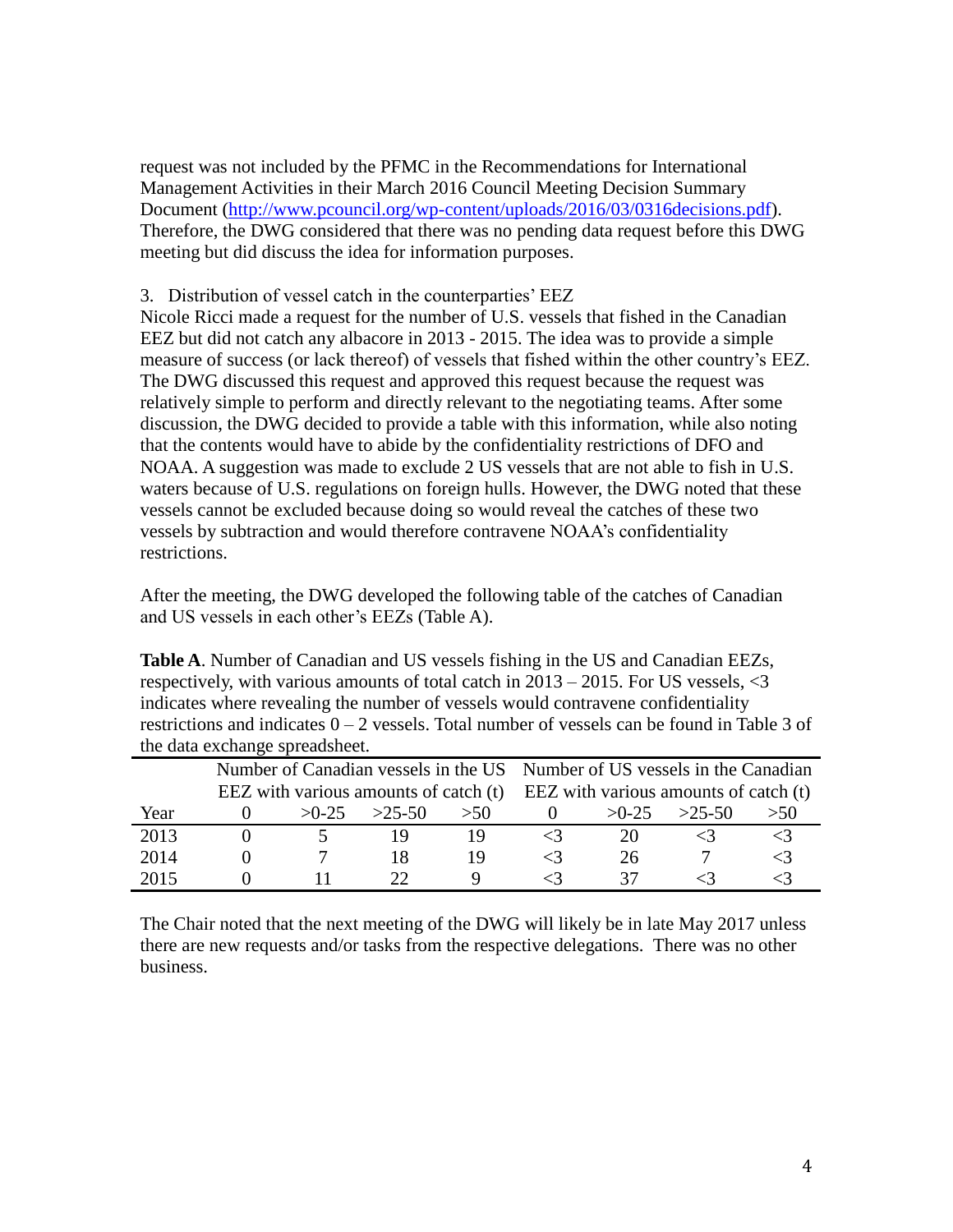request was not included by the PFMC in the Recommendations for International Management Activities in their March 2016 Council Meeting Decision Summary Document (http://www.pcouncil.org/wp-content/uploads/2016/03/0316decisions.pdf). Therefore, the DWG considered that there was no pending data request before this DWG meeting but did discuss the idea for information purposes.

3. Distribution of vessel catch in the counterparties' EEZ

Nicole Ricci made a request for the number of U.S. vessels that fished in the Canadian EEZ but did not catch any albacore in 2013 - 2015. The idea was to provide a simple measure of success (or lack thereof) of vessels that fished within the other country's EEZ. The DWG discussed this request and approved this request because the request was relatively simple to perform and directly relevant to the negotiating teams. After some discussion, the DWG decided to provide a table with this information, while also noting that the contents would have to abide by the confidentiality restrictions of DFO and NOAA. A suggestion was made to exclude 2 US vessels that are not able to fish in U.S. waters because of U.S. regulations on foreign hulls. However, the DWG noted that these vessels cannot be excluded because doing so would reveal the catches of these two vessels by subtraction and would therefore contravene NOAA's confidentiality restrictions.

After the meeting, the DWG developed the following table of the catches of Canadian and US vessels in each other's EEZs (Table A).

**Table A**. Number of Canadian and US vessels fishing in the US and Canadian EEZs, respectively, with various amounts of total catch in 2013 – 2015. For US vessels, <3 indicates where revealing the number of vessels would contravene confidentiality restrictions and indicates 0 – 2 vessels. Total number of vessels can be found in Table 3 of the data exchange spreadsheet.

| | Number of Canadian vessels in the US EEZ with various amounts of catch (t) | | | | Number of US vessels in the Canadian EEZ with various amounts of catch (t) | | | |
|---|---|---|---|---|---|---|---|---|
| Year | 0 | >0-25 | >25-50 | >50 | 0 | >0-25 | >25-50 | >50 |
| 2013 | 0 | 5 | 19 | 19 | <3 | 20 | <3 | <3 |
| 2014 | 0 | 7 | 18 | 19 | <3 | 26 | 7 | <3 |
| 2015 | 0 | 11 | 22 | 9 | <3 | 37 | <3 | <3 |

The Chair noted that the next meeting of the DWG will likely be in late May 2017 unless there are new requests and/or tasks from the respective delegations. There was no other business.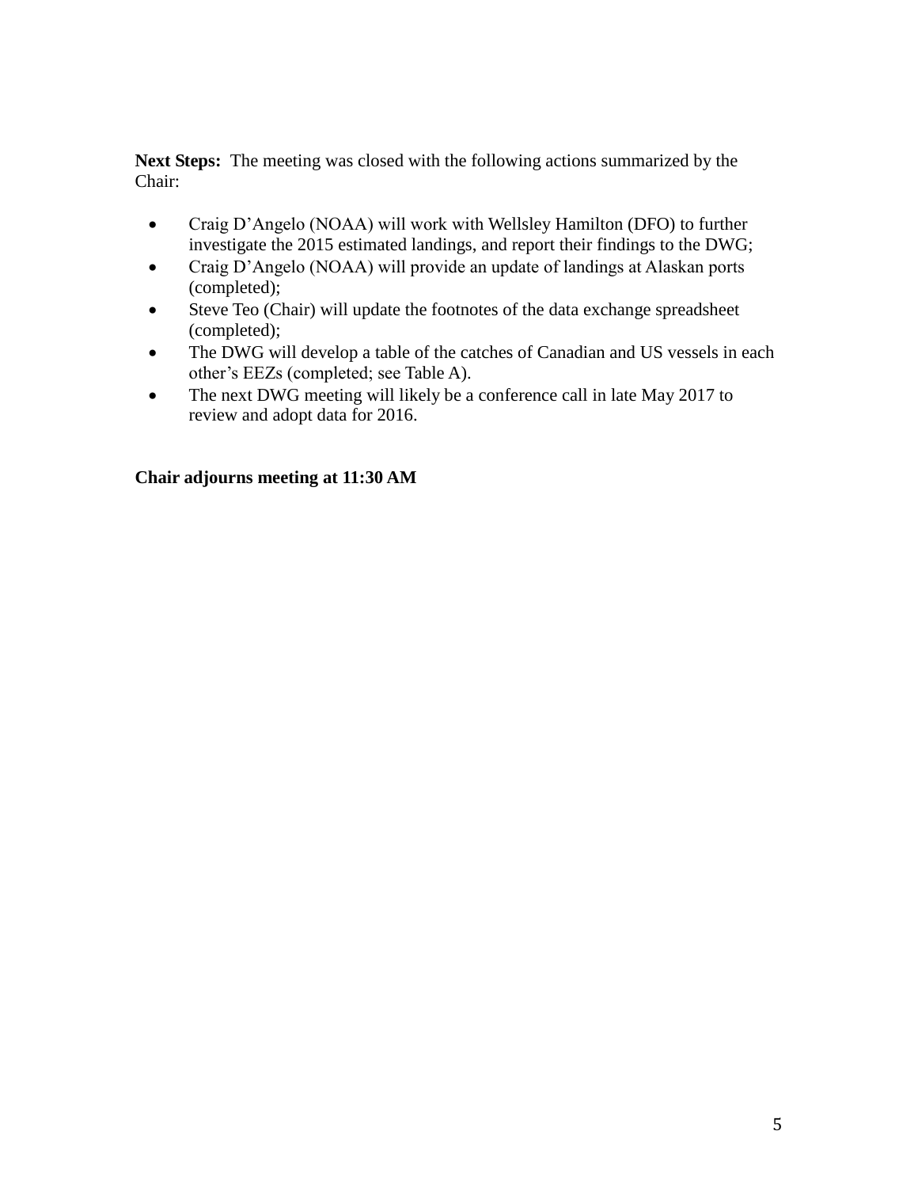**Next Steps:** The meeting was closed with the following actions summarized by the Chair:

- Craig D'Angelo (NOAA) will work with Wellsley Hamilton (DFO) to further investigate the 2015 estimated landings, and report their findings to the DWG;
- Craig D'Angelo (NOAA) will provide an update of landings at Alaskan ports (completed);
- Steve Teo (Chair) will update the footnotes of the data exchange spreadsheet (completed);
- The DWG will develop a table of the catches of Canadian and US vessels in each other's EEZs (completed; see Table A).
- The next DWG meeting will likely be a conference call in late May 2017 to review and adopt data for 2016.

**Chair adjourns meeting at 11:30 AM**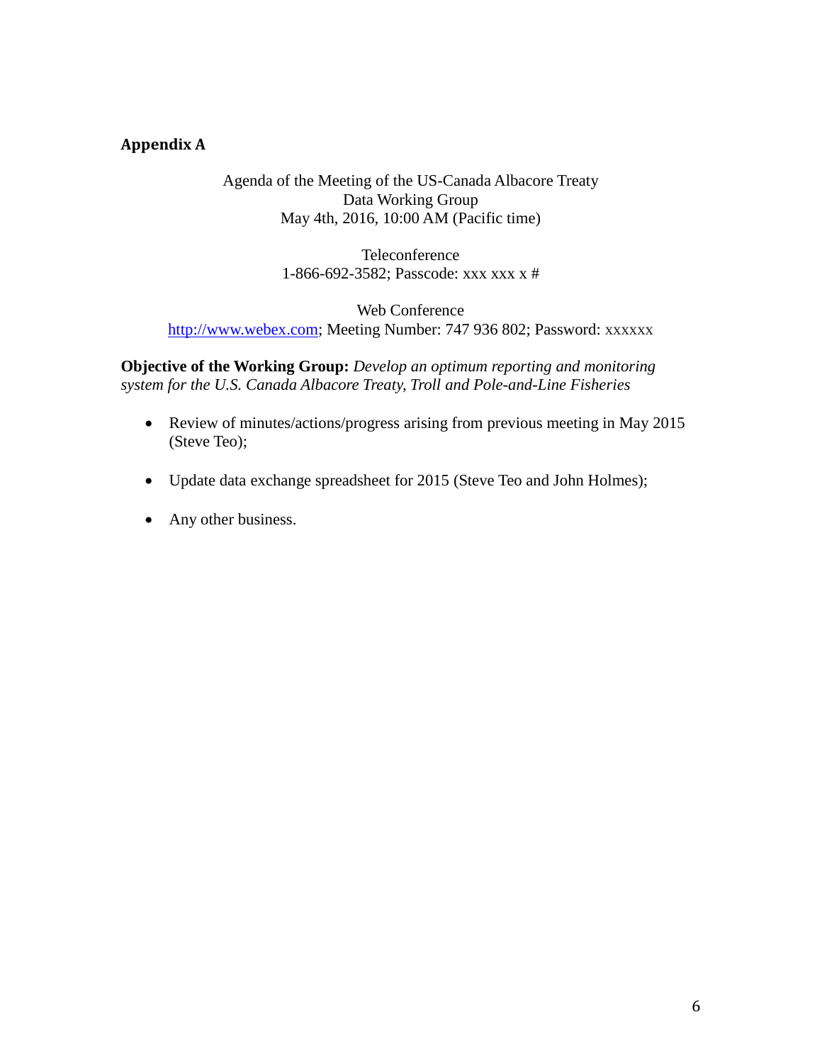## Appendix A

Agenda of the Meeting of the US-Canada Albacore Treaty
Data Working Group
May 4th, 2016, 10:00 AM (Pacific time)

Teleconference
1-866-692-3582; Passcode: xxx xxx x #

Web Conference
http://www.webex.com; Meeting Number: 747 936 802; Password: xxxxxx

**Objective of the Working Group:** *Develop an optimum reporting and monitoring system for the U.S. Canada Albacore Treaty, Troll and Pole-and-Line Fisheries*

- Review of minutes/actions/progress arising from previous meeting in May 2015 (Steve Teo);
- Update data exchange spreadsheet for 2015 (Steve Teo and John Holmes);
- Any other business.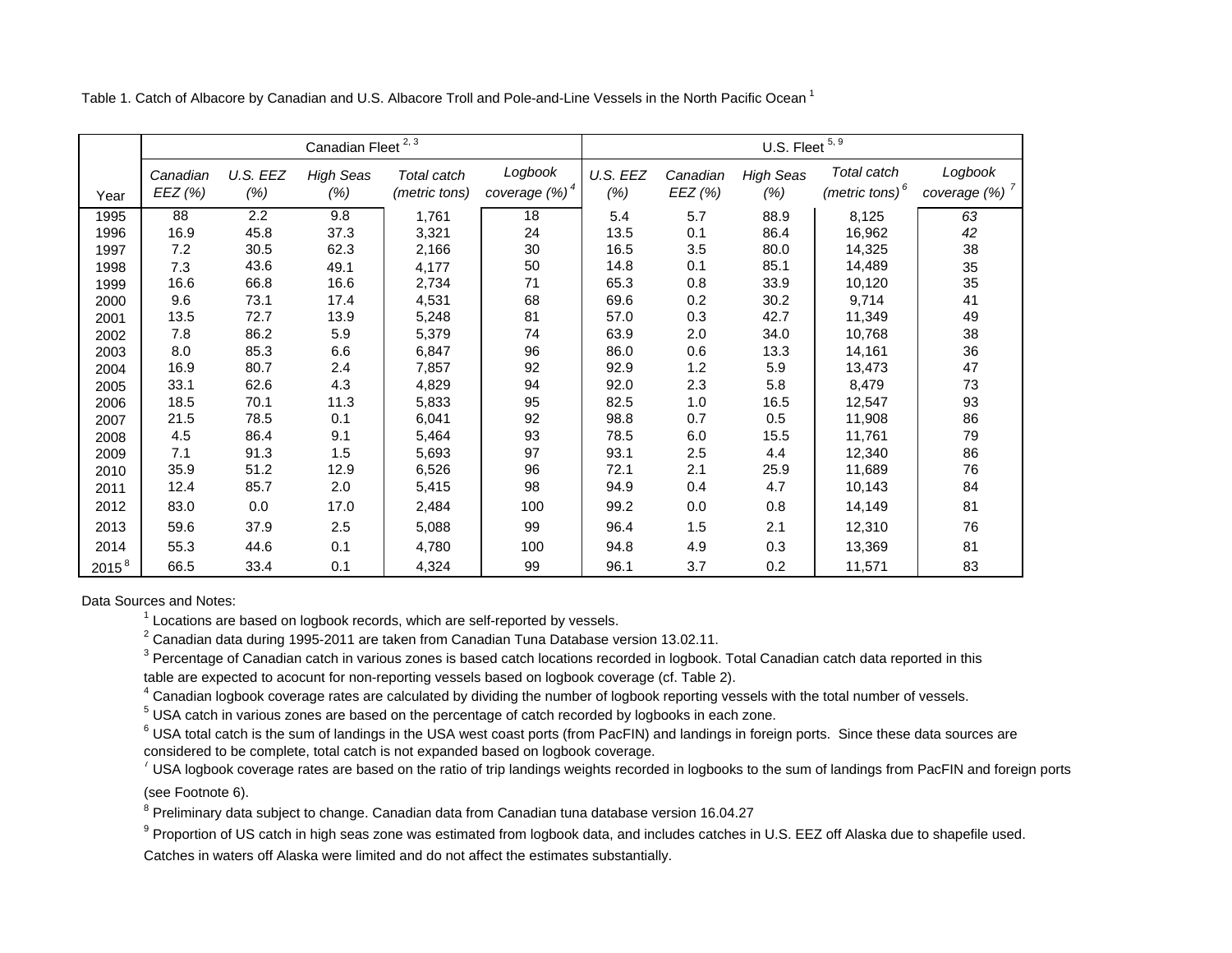Table 1. Catch of Albacore by Canadian and U.S. Albacore Troll and Pole-and-Line Vessels in the North Pacific Ocean [1]

| | Canadian Fleet [2, 3] | | | | | U.S. Fleet [5, 9] | | | | |
|---|---|---|---|---|---|---|---|---|---|---|
| Year | *Canadian EEZ (%)* | *U.S. EEZ (%)* | *High Seas (%)* | *Total catch (metric tons)* | *Logbook coverage (%)* [4] | *U.S. EEZ (%)* | *Canadian EEZ (%)* | *High Seas (%)* | *Total catch (metric tons)* [6] | *Logbook coverage (%)* [7] |
| 1995 | 88 | 2.2 | 9.8 | 1,761 | 18 | 5.4 | 5.7 | 88.9 | 8,125 | *63* |
| 1996 | 16.9 | 45.8 | 37.3 | 3,321 | 24 | 13.5 | 0.1 | 86.4 | 16,962 | *42* |
| 1997 | 7.2 | 30.5 | 62.3 | 2,166 | 30 | 16.5 | 3.5 | 80.0 | 14,325 | 38 |
| 1998 | 7.3 | 43.6 | 49.1 | 4,177 | 50 | 14.8 | 0.1 | 85.1 | 14,489 | 35 |
| 1999 | 16.6 | 66.8 | 16.6 | 2,734 | 71 | 65.3 | 0.8 | 33.9 | 10,120 | 35 |
| 2000 | 9.6 | 73.1 | 17.4 | 4,531 | 68 | 69.6 | 0.2 | 30.2 | 9,714 | 41 |
| 2001 | 13.5 | 72.7 | 13.9 | 5,248 | 81 | 57.0 | 0.3 | 42.7 | 11,349 | 49 |
| 2002 | 7.8 | 86.2 | 5.9 | 5,379 | 74 | 63.9 | 2.0 | 34.0 | 10,768 | 38 |
| 2003 | 8.0 | 85.3 | 6.6 | 6,847 | 96 | 86.0 | 0.6 | 13.3 | 14,161 | 36 |
| 2004 | 16.9 | 80.7 | 2.4 | 7,857 | 92 | 92.9 | 1.2 | 5.9 | 13,473 | 47 |
| 2005 | 33.1 | 62.6 | 4.3 | 4,829 | 94 | 92.0 | 2.3 | 5.8 | 8,479 | 73 |
| 2006 | 18.5 | 70.1 | 11.3 | 5,833 | 95 | 82.5 | 1.0 | 16.5 | 12,547 | 93 |
| 2007 | 21.5 | 78.5 | 0.1 | 6,041 | 92 | 98.8 | 0.7 | 0.5 | 11,908 | 86 |
| 2008 | 4.5 | 86.4 | 9.1 | 5,464 | 93 | 78.5 | 6.0 | 15.5 | 11,761 | 79 |
| 2009 | 7.1 | 91.3 | 1.5 | 5,693 | 97 | 93.1 | 2.5 | 4.4 | 12,340 | 86 |
| 2010 | 35.9 | 51.2 | 12.9 | 6,526 | 96 | 72.1 | 2.1 | 25.9 | 11,689 | 76 |
| 2011 | 12.4 | 85.7 | 2.0 | 5,415 | 98 | 94.9 | 0.4 | 4.7 | 10,143 | 84 |
| 2012 | 83.0 | 0.0 | 17.0 | 2,484 | 100 | 99.2 | 0.0 | 0.8 | 14,149 | 81 |
| 2013 | 59.6 | 37.9 | 2.5 | 5,088 | 99 | 96.4 | 1.5 | 2.1 | 12,310 | 76 |
| 2014 | 55.3 | 44.6 | 0.1 | 4,780 | 100 | 94.8 | 4.9 | 0.3 | 13,369 | 81 |
| 2015 [8] | 66.5 | 33.4 | 0.1 | 4,324 | 99 | 96.1 | 3.7 | 0.2 | 11,571 | 83 |

Data Sources and Notes:

[1] Locations are based on logbook records, which are self-reported by vessels.

[2] Canadian data during 1995-2011 are taken from Canadian Tuna Database version 13.02.11.

[3] Percentage of Canadian catch in various zones is based catch locations recorded in logbook. Total Canadian catch data reported in this table are expected to acocunt for non-reporting vessels based on logbook coverage (cf. Table 2).

[4] Canadian logbook coverage rates are calculated by dividing the number of logbook reporting vessels with the total number of vessels.

[5] USA catch in various zones are based on the percentage of catch recorded by logbooks in each zone.

[6] USA total catch is the sum of landings in the USA west coast ports (from PacFIN) and landings in foreign ports. Since these data sources are considered to be complete, total catch is not expanded based on logbook coverage.

[7] USA logbook coverage rates are based on the ratio of trip landings weights recorded in logbooks to the sum of landings from PacFIN and foreign ports (see Footnote 6).

[8] Preliminary data subject to change. Canadian data from Canadian tuna database version 16.04.27

[9] Proportion of US catch in high seas zone was estimated from logbook data, and includes catches in U.S. EEZ off Alaska due to shapefile used. Catches in waters off Alaska were limited and do not affect the estimates substantially.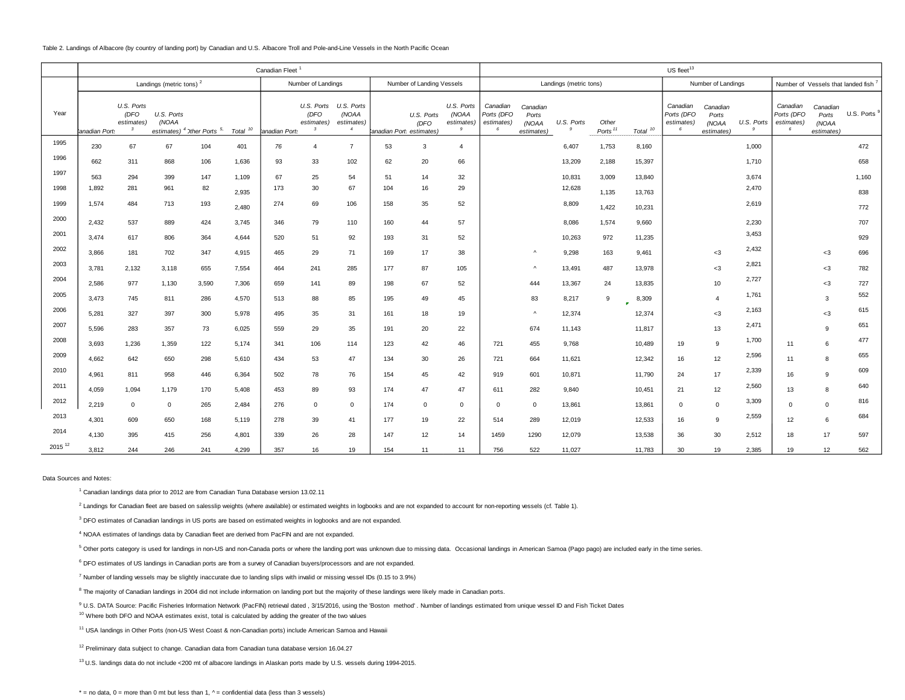Table 2. Landings of Albacore (by country of landing port) by Canadian and U.S. Albacore Troll and Pole-and-Line Vessels in the North Pacific Ocean

| Year | Canadian Fleet [1] | | | | | | | | | | | US fleet[13] | | | | | | | | | | |
|---|---|---|---|---|---|---|---|---|---|---|---|---|---|---|---|---|---|---|---|---|---|---|
| | Landings (metric tons) [2] | | | | | Number of Landings | | | Number of Landing Vessels | | | Landings (metric tons) | | | | | Number of Landings | | | Number of Vessels that landed fish [7] | | |
| | Canadian Ports | U.S. Ports (DFO estimates) [3] | U.S. Ports (NOAA estimates) [4] | Other Ports [5, 8] | Total [10] | Canadian Ports | U.S. Ports (DFO estimates) [3] | U.S. Ports (NOAA estimates) [4] | Canadian Ports | U.S. Ports (DFO estimates) | U.S. Ports (NOAA estimates) [9] | Canadian Ports (DFO estimates) [6] | Canadian Ports (NOAA estimates) | U.S. Ports [9] | Other Ports [11] | Total [10] | Canadian Ports (DFO estimates) [6] | Canadian Ports (NOAA estimates) | U.S. Ports [9] | Canadian Ports (DFO estimates) [6] | Canadian Ports (NOAA estimates) | U.S. Ports [9] |
| 1995 | 230 | 67 | 67 | 104 | 401 | 76 | 4 | 7 | 53 | 3 | 4 | | | 6,407 | 1,753 | 8,160 | | | 1,000 | | | 472 |
| 1996 | 662 | 311 | 868 | 106 | 1,636 | 93 | 33 | 102 | 62 | 20 | 66 | | | 13,209 | 2,188 | 15,397 | | | 1,710 | | | 658 |
| 1997 | 563 | 294 | 399 | 147 | 1,109 | 67 | 25 | 54 | 51 | 14 | 32 | | | 10,831 | 3,009 | 13,840 | | | 3,674 | | | 1,160 |
| 1998 | 1,892 | 281 | 961 | 82 | 2,935 | 173 | 30 | 67 | 104 | 16 | 29 | | | 12,628 | 1,135 | 13,763 | | | 2,470 | | | 838 |
| 1999 | 1,574 | 484 | 713 | 193 | 2,480 | 274 | 69 | 106 | 158 | 35 | 52 | | | 8,809 | 1,422 | 10,231 | | | 2,619 | | | 772 |
| 2000 | 2,432 | 537 | 889 | 424 | 3,745 | 346 | 79 | 110 | 160 | 44 | 57 | | | 8,086 | 1,574 | 9,660 | | | 2,230 | | | 707 |
| 2001 | 3,474 | 617 | 806 | 364 | 4,644 | 520 | 51 | 92 | 193 | 31 | 52 | | | 10,263 | 972 | 11,235 | | | 3,453 | | | 929 |
| 2002 | 3,866 | 181 | 702 | 347 | 4,915 | 465 | 29 | 71 | 169 | 17 | 38 | | ^ | 9,298 | 163 | 9,461 | | <3 | 2,432 | | <3 | 696 |
| 2003 | 3,781 | 2,132 | 3,118 | 655 | 7,554 | 464 | 241 | 285 | 177 | 87 | 105 | | ^ | 13,491 | 487 | 13,978 | | <3 | 2,821 | | <3 | 782 |
| 2004 | 2,586 | 977 | 1,130 | 3,590 | 7,306 | 659 | 141 | 89 | 198 | 67 | 52 | | 444 | 13,367 | 24 | 13,835 | | 10 | 2,727 | | <3 | 727 |
| 2005 | 3,473 | 745 | 811 | 286 | 4,570 | 513 | 88 | 85 | 195 | 49 | 45 | | 83 | 8,217 | 9 | 8,309 | | 4 | 1,761 | | 3 | 552 |
| 2006 | 5,281 | 327 | 397 | 300 | 5,978 | 495 | 35 | 31 | 161 | 18 | 19 | | ^ | 12,374 | | 12,374 | | <3 | 2,163 | | <3 | 615 |
| 2007 | 5,596 | 283 | 357 | 73 | 6,025 | 559 | 29 | 35 | 191 | 20 | 22 | | 674 | 11,143 | | 11,817 | | 13 | 2,471 | | 9 | 651 |
| 2008 | 3,693 | 1,236 | 1,359 | 122 | 5,174 | 341 | 106 | 114 | 123 | 42 | 46 | 721 | 455 | 9,768 | | 10,489 | 19 | 9 | 1,700 | 11 | 6 | 477 |
| 2009 | 4,662 | 642 | 650 | 298 | 5,610 | 434 | 53 | 47 | 134 | 30 | 26 | 721 | 664 | 11,621 | | 12,342 | 16 | 12 | 2,596 | 11 | 8 | 655 |
| 2010 | 4,961 | 811 | 958 | 446 | 6,364 | 502 | 78 | 76 | 154 | 45 | 42 | 919 | 601 | 10,871 | | 11,790 | 24 | 17 | 2,339 | 16 | 9 | 609 |
| 2011 | 4,059 | 1,094 | 1,179 | 170 | 5,408 | 453 | 89 | 93 | 174 | 47 | 47 | 611 | 282 | 9,840 | | 10,451 | 21 | 12 | 2,560 | 13 | 8 | 640 |
| 2012 | 2,219 | 0 | 0 | 265 | 2,484 | 276 | 0 | 0 | 174 | 0 | 0 | 0 | 0 | 13,861 | | 13,861 | 0 | 0 | 3,309 | 0 | 0 | 816 |
| 2013 | 4,301 | 609 | 650 | 168 | 5,119 | 278 | 39 | 41 | 177 | 19 | 22 | 514 | 289 | 12,019 | | 12,533 | 16 | 9 | 2,559 | 12 | 6 | 684 |
| 2014 | 4,130 | 395 | 415 | 256 | 4,801 | 339 | 26 | 28 | 147 | 12 | 14 | 1459 | 1290 | 12,079 | | 13,538 | 36 | 30 | 2,512 | 18 | 17 | 597 |
| 2015 [12] | 3,812 | 244 | 246 | 241 | 4,299 | 357 | 16 | 19 | 154 | 11 | 11 | 756 | 522 | 11,027 | | 11,783 | 30 | 19 | 2,385 | 19 | 12 | 562 |

Data Sources and Notes:

[1] Canadian landings data prior to 2012 are from Canadian Tuna Database version 13.02.11

[2] Landings for Canadian fleet are based on salesslip weights (where available) or estimated weights in logbooks and are not expanded to account for non-reporting vessels (cf. Table 1).

[3] DFO estimates of Canadian landings in US ports are based on estimated weights in logbooks and are not expanded.

[4] NOAA estimates of landings data by Canadian fleet are derived from PacFIN and are not expanded.

[5] Other ports category is used for landings in non-US and non-Canada ports or where the landing port was unknown due to missing data. Occasional landings in American Samoa (Pago pago) are included early in the time series.

[6] DFO estimates of US landings in Canadian ports are from a survey of Canadian buyers/processors and are not expanded.

[7] Number of landing vessels may be slightly inaccurate due to landing slips with invalid or missing vessel IDs (0.15 to 3.9%)

[8] The majority of Canadian landings in 2004 did not include information on landing port but the majority of these landings were likely made in Canadian ports.

[9] U.S. DATA Source: Pacific Fisheries Information Network (PacFIN) retrieval dated , 3/15/2016, using the 'Boston method' . Number of landings estimated from unique vessel ID and Fish Ticket Dates

[10] Where both DFO and NOAA estimates exist, total is calculated by adding the greater of the two values

[11] USA landings in Other Ports (non-US West Coast & non-Canadian ports) include American Samoa and Hawaii

[12] Preliminary data subject to change. Canadian data from Canadian tuna database version 16.04.27

[13] U.S. landings data do not include <200 mt of albacore landings in Alaskan ports made by U.S. vessels during 1994-2015.

* = no data, 0 = more than 0 mt but less than 1, ^ = confidential data (less than 3 vessels)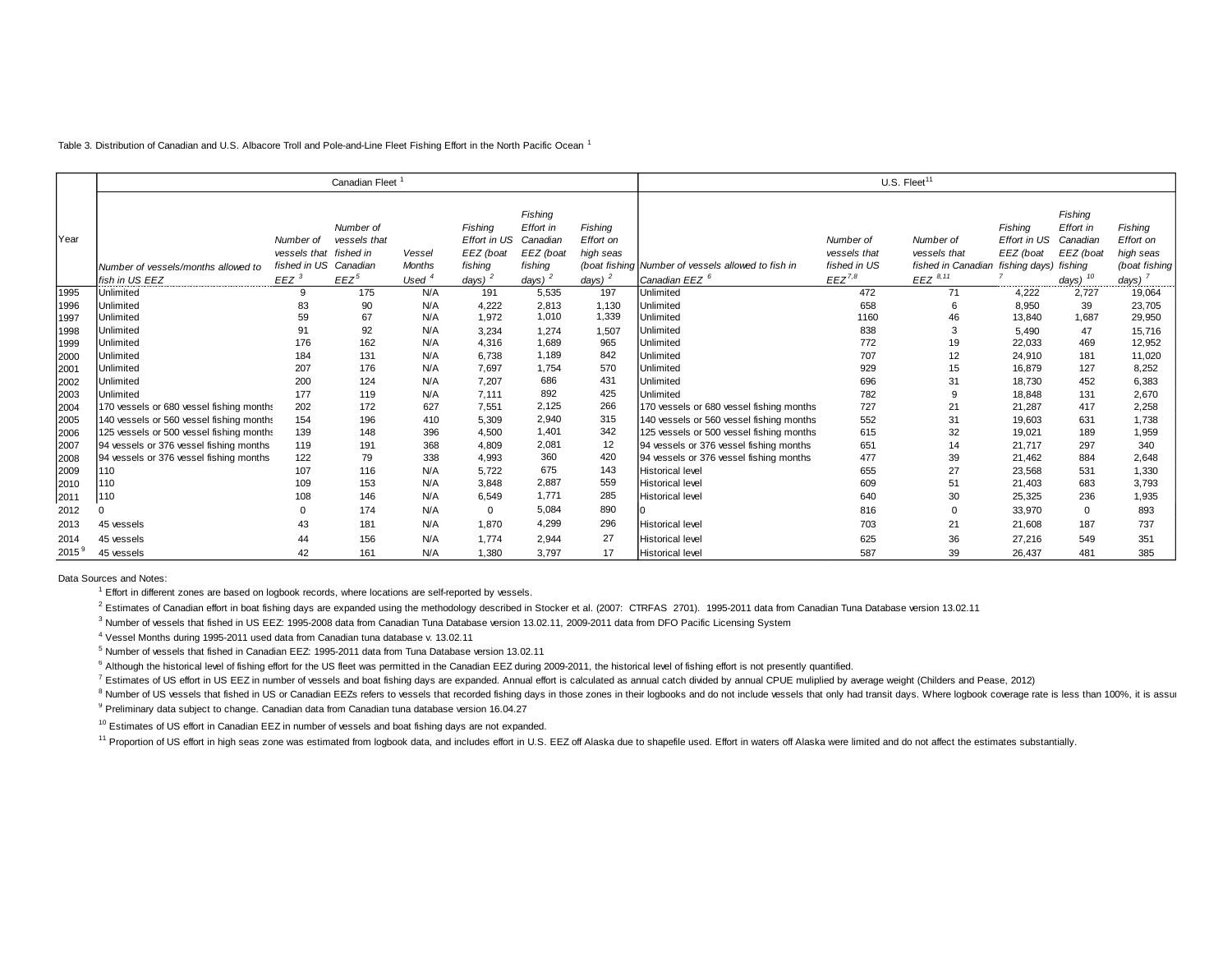Table 3. Distribution of Canadian and U.S. Albacore Troll and Pole-and-Line Fleet Fishing Effort in the North Pacific Ocean [1]

| Year | Canadian Fleet [1] | | | | | | | U.S. Fleet[11] | | | | | |
|---|---|---|---|---|---|---|---|---|---|---|---|---|---|
| | Number of vessels/months allowed to fish in US EEZ | Number of vessels that fished in US EEZ [3] | Number of vessels that fished in Canadian EEZ[5] | Vessel Months Used [4] | Fishing Effort in US EEZ (boat fishing days) [2] | Fishing Effort in Canadian EEZ (boat fishing days) [2] | Fishing Effort on high seas (boat fishing days) [2] | Number of vessels allowed to fish in Canadian EEZ [6] | Number of vessels that fished in US EEZ[7,8] | Number of vessels that fished in Canadian EEZ [8,11] | Fishing Effort in US EEZ (boat fishing days) [7] | Fishing Effort in Canadian EEZ (boat fishing days) [10] | Fishing Effort on high seas (boat fishing days) [7] |
| 1995 | Unlimited | 9 | 175 | N/A | 191 | 5,535 | 197 | Unlimited | 472 | 71 | 4,222 | 2,727 | 19,064 |
| 1996 | Unlimited | 83 | 90 | N/A | 4,222 | 2,813 | 1,130 | Unlimited | 658 | 6 | 8,950 | 39 | 23,705 |
| 1997 | Unlimited | 59 | 67 | N/A | 1,972 | 1,010 | 1,339 | Unlimited | 1160 | 46 | 13,840 | 1,687 | 29,950 |
| 1998 | Unlimited | 91 | 92 | N/A | 3,234 | 1,274 | 1,507 | Unlimited | 838 | 3 | 5,490 | 47 | 15,716 |
| 1999 | Unlimited | 176 | 162 | N/A | 4,316 | 1,689 | 965 | Unlimited | 772 | 19 | 22,033 | 469 | 12,952 |
| 2000 | Unlimited | 184 | 131 | N/A | 6,738 | 1,189 | 842 | Unlimited | 707 | 12 | 24,910 | 181 | 11,020 |
| 2001 | Unlimited | 207 | 176 | N/A | 7,697 | 1,754 | 570 | Unlimited | 929 | 15 | 16,879 | 127 | 8,252 |
| 2002 | Unlimited | 200 | 124 | N/A | 7,207 | 686 | 431 | Unlimited | 696 | 31 | 18,730 | 452 | 6,383 |
| 2003 | Unlimited | 177 | 119 | N/A | 7,111 | 892 | 425 | Unlimited | 782 | 9 | 18,848 | 131 | 2,670 |
| 2004 | 170 vessels or 680 vessel fishing months | 202 | 172 | 627 | 7,551 | 2,125 | 266 | 170 vessels or 680 vessel fishing months | 727 | 21 | 21,287 | 417 | 2,258 |
| 2005 | 140 vessels or 560 vessel fishing months | 154 | 196 | 410 | 5,309 | 2,940 | 315 | 140 vessels or 560 vessel fishing months | 552 | 31 | 19,603 | 631 | 1,738 |
| 2006 | 125 vessels or 500 vessel fishing months | 139 | 148 | 396 | 4,500 | 1,401 | 342 | 125 vessels or 500 vessel fishing months | 615 | 32 | 19,021 | 189 | 1,959 |
| 2007 | 94 vessels or 376 vessel fishing months | 119 | 191 | 368 | 4,809 | 2,081 | 12 | 94 vessels or 376 vessel fishing months | 651 | 14 | 21,717 | 297 | 340 |
| 2008 | 94 vessels or 376 vessel fishing months | 122 | 79 | 338 | 4,993 | 360 | 420 | 94 vessels or 376 vessel fishing months | 477 | 39 | 21,462 | 884 | 2,648 |
| 2009 | 110 | 107 | 116 | N/A | 5,722 | 675 | 143 | Historical level | 655 | 27 | 23,568 | 531 | 1,330 |
| 2010 | 110 | 109 | 153 | N/A | 3,848 | 2,887 | 559 | Historical level | 609 | 51 | 21,403 | 683 | 3,793 |
| 2011 | 110 | 108 | 146 | N/A | 6,549 | 1,771 | 285 | Historical level | 640 | 30 | 25,325 | 236 | 1,935 |
| 2012 | 0 | 0 | 174 | N/A | 0 | 5,084 | 890 | 0 | 816 | 0 | 33,970 | 0 | 893 |
| 2013 | 45 vessels | 43 | 181 | N/A | 1,870 | 4,299 | 296 | Historical level | 703 | 21 | 21,608 | 187 | 737 |
| 2014 | 45 vessels | 44 | 156 | N/A | 1,774 | 2,944 | 27 | Historical level | 625 | 36 | 27,216 | 549 | 351 |
| 2015 [9] | 45 vessels | 42 | 161 | N/A | 1,380 | 3,797 | 17 | Historical level | 587 | 39 | 26,437 | 481 | 385 |

Data Sources and Notes:

[1] Effort in different zones are based on logbook records, where locations are self-reported by vessels.

[2] Estimates of Canadian effort in boat fishing days are expanded using the methodology described in Stocker et al. (2007: CTRFAS 2701). 1995-2011 data from Canadian Tuna Database version 13.02.11

[3] Number of vessels that fished in US EEZ: 1995-2008 data from Canadian Tuna Database version 13.02.11, 2009-2011 data from DFO Pacific Licensing System

[4] Vessel Months during 1995-2011 used data from Canadian tuna database v. 13.02.11

[5] Number of vessels that fished in Canadian EEZ: 1995-2011 data from Tuna Database version 13.02.11

[6] Although the historical level of fishing effort for the US fleet was permitted in the Canadian EEZ during 2009-2011, the historical level of fishing effort is not presently quantified.

[7] Estimates of US effort in US EEZ in number of vessels and boat fishing days are expanded. Annual effort is calculated as annual catch divided by annual CPUE muliplied by average weight (Childers and Pease, 2012)

[8] Number of US vessels that fished in US or Canadian EEZs refers to vessels that recorded fishing days in those zones in their logbooks and do not include vessels that only had transit days. Where logbook coverage rate is less than 100%, it is assu

[9] Preliminary data subject to change. Canadian data from Canadian tuna database version 16.04.27

[10] Estimates of US effort in Canadian EEZ in number of vessels and boat fishing days are not expanded.

[11] Proportion of US effort in high seas zone was estimated from logbook data, and includes effort in U.S. EEZ off Alaska due to shapefile used. Effort in waters off Alaska were limited and do not affect the estimates substantially.